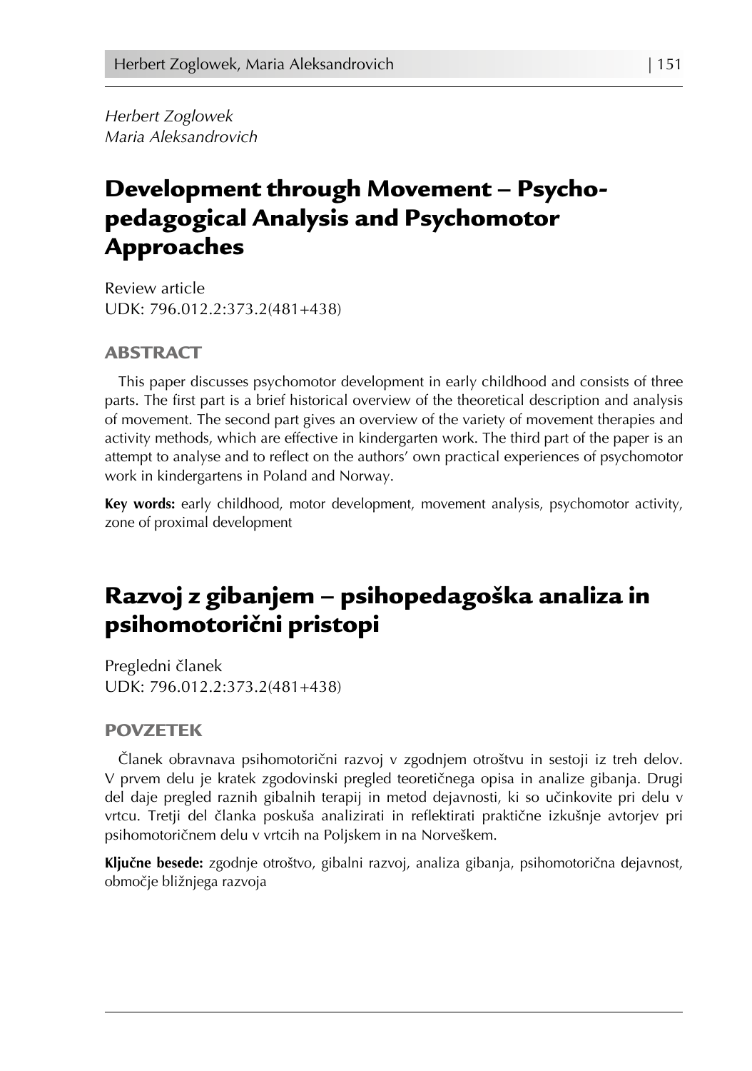*Herbert Zoglowek*
*Maria Aleksandrovich*

# Development through Movement – Psycho-pedagogical Analysis and Psychomotor Approaches

Review article
UDK: 796.012.2:373.2(481+438)

## ABSTRACT

This paper discusses psychomotor development in early childhood and consists of three parts. The first part is a brief historical overview of the theoretical description and analysis of movement. The second part gives an overview of the variety of movement therapies and activity methods, which are effective in kindergarten work. The third part of the paper is an attempt to analyse and to reflect on the authors' own practical experiences of psychomotor work in kindergartens in Poland and Norway.

**Key words:** early childhood, motor development, movement analysis, psychomotor activity, zone of proximal development

# Razvoj z gibanjem – psihopedagoška analiza in psihomotorični pristopi

Pregledni članek
UDK: 796.012.2:373.2(481+438)

## POVZETEK

Članek obravnava psihomotorični razvoj v zgodnjem otroštvu in sestoji iz treh delov. V prvem delu je kratek zgodovinski pregled teoretičnega opisa in analize gibanja. Drugi del daje pregled raznih gibalnih terapij in metod dejavnosti, ki so učinkovite pri delu v vrtcu. Tretji del članka poskuša analizirati in reflektirati praktične izkušnje avtorjev pri psihomotoričnem delu v vrtcih na Poljskem in na Norveškem.

**Ključne besede:** zgodnje otroštvo, gibalni razvoj, analiza gibanja, psihomotorična dejavnost, območje bližnjega razvoja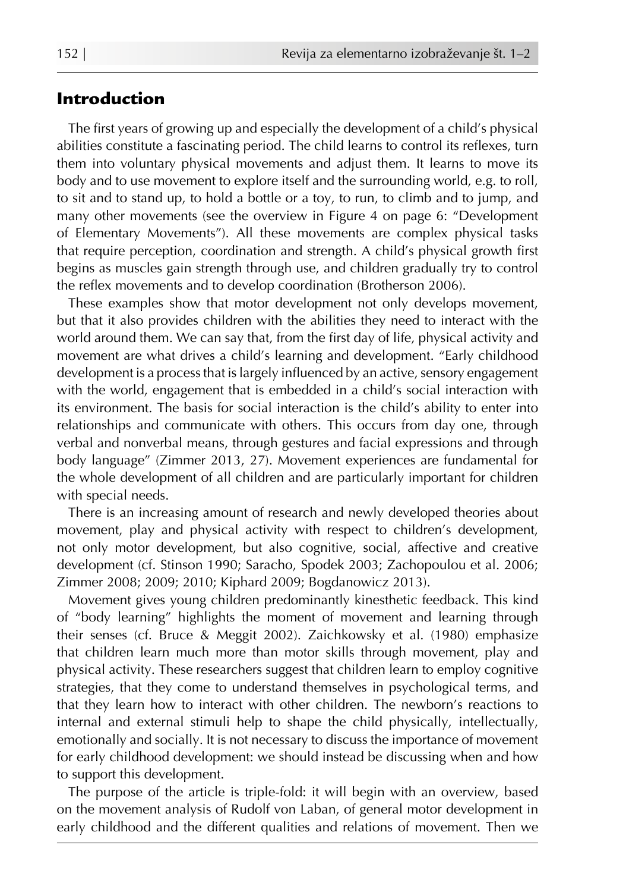## Introduction

The first years of growing up and especially the development of a child's physical abilities constitute a fascinating period. The child learns to control its reflexes, turn them into voluntary physical movements and adjust them. It learns to move its body and to use movement to explore itself and the surrounding world, e.g. to roll, to sit and to stand up, to hold a bottle or a toy, to run, to climb and to jump, and many other movements (see the overview in Figure 4 on page 6: "Development of Elementary Movements"). All these movements are complex physical tasks that require perception, coordination and strength. A child's physical growth first begins as muscles gain strength through use, and children gradually try to control the reflex movements and to develop coordination (Brotherson 2006).

These examples show that motor development not only develops movement, but that it also provides children with the abilities they need to interact with the world around them. We can say that, from the first day of life, physical activity and movement are what drives a child's learning and development. "Early childhood development is a process that is largely influenced by an active, sensory engagement with the world, engagement that is embedded in a child's social interaction with its environment. The basis for social interaction is the child's ability to enter into relationships and communicate with others. This occurs from day one, through verbal and nonverbal means, through gestures and facial expressions and through body language" (Zimmer 2013, 27). Movement experiences are fundamental for the whole development of all children and are particularly important for children with special needs.

There is an increasing amount of research and newly developed theories about movement, play and physical activity with respect to children's development, not only motor development, but also cognitive, social, affective and creative development (cf. Stinson 1990; Saracho, Spodek 2003; Zachopoulou et al. 2006; Zimmer 2008; 2009; 2010; Kiphard 2009; Bogdanowicz 2013).

Movement gives young children predominantly kinesthetic feedback. This kind of "body learning" highlights the moment of movement and learning through their senses (cf. Bruce & Meggit 2002). Zaichkowsky et al. (1980) emphasize that children learn much more than motor skills through movement, play and physical activity. These researchers suggest that children learn to employ cognitive strategies, that they come to understand themselves in psychological terms, and that they learn how to interact with other children. The newborn's reactions to internal and external stimuli help to shape the child physically, intellectually, emotionally and socially. It is not necessary to discuss the importance of movement for early childhood development: we should instead be discussing when and how to support this development.

The purpose of the article is triple-fold: it will begin with an overview, based on the movement analysis of Rudolf von Laban, of general motor development in early childhood and the different qualities and relations of movement. Then we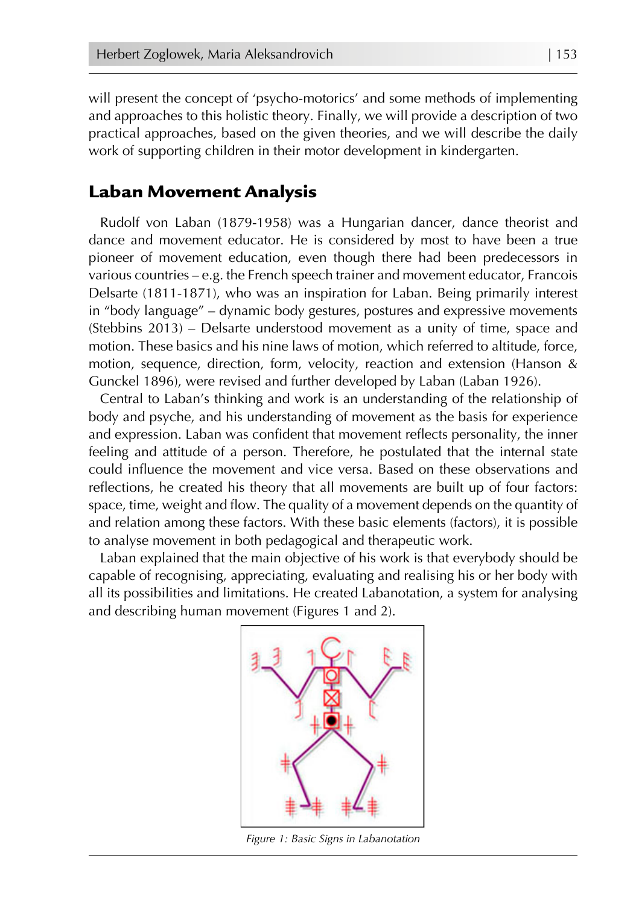will present the concept of 'psycho-motorics' and some methods of implementing and approaches to this holistic theory. Finally, we will provide a description of two practical approaches, based on the given theories, and we will describe the daily work of supporting children in their motor development in kindergarten.

## Laban Movement Analysis

Rudolf von Laban (1879-1958) was a Hungarian dancer, dance theorist and dance and movement educator. He is considered by most to have been a true pioneer of movement education, even though there had been predecessors in various countries – e.g. the French speech trainer and movement educator, Francois Delsarte (1811-1871), who was an inspiration for Laban. Being primarily interest in "body language" – dynamic body gestures, postures and expressive movements (Stebbins 2013) – Delsarte understood movement as a unity of time, space and motion. These basics and his nine laws of motion, which referred to altitude, force, motion, sequence, direction, form, velocity, reaction and extension (Hanson & Gunckel 1896), were revised and further developed by Laban (Laban 1926).

Central to Laban's thinking and work is an understanding of the relationship of body and psyche, and his understanding of movement as the basis for experience and expression. Laban was confident that movement reflects personality, the inner feeling and attitude of a person. Therefore, he postulated that the internal state could influence the movement and vice versa. Based on these observations and reflections, he created his theory that all movements are built up of four factors: space, time, weight and flow. The quality of a movement depends on the quantity of and relation among these factors. With these basic elements (factors), it is possible to analyse movement in both pedagogical and therapeutic work.

Laban explained that the main objective of his work is that everybody should be capable of recognising, appreciating, evaluating and realising his or her body with all its possibilities and limitations. He created Labanotation, a system for analysing and describing human movement (Figures 1 and 2).

*Figure 1: Basic Signs in Labanotation*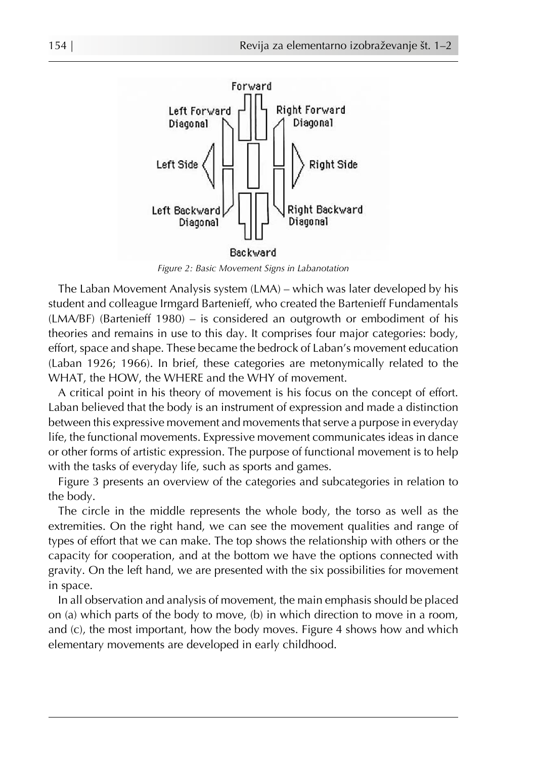Forward

Left Forward Diagonal

Right Forward Diagonal

Left Side

Right Side

Left Backward Diagonal

Right Backward Diagonal

Backward

*Figure 2: Basic Movement Signs in Labanotation*

The Laban Movement Analysis system (LMA) – which was later developed by his student and colleague Irmgard Bartenieff, who created the Bartenieff Fundamentals (LMA/BF) (Bartenieff 1980) – is considered an outgrowth or embodiment of his theories and remains in use to this day. It comprises four major categories: body, effort, space and shape. These became the bedrock of Laban's movement education (Laban 1926; 1966). In brief, these categories are metonymically related to the WHAT, the HOW, the WHERE and the WHY of movement.

A critical point in his theory of movement is his focus on the concept of effort. Laban believed that the body is an instrument of expression and made a distinction between this expressive movement and movements that serve a purpose in everyday life, the functional movements. Expressive movement communicates ideas in dance or other forms of artistic expression. The purpose of functional movement is to help with the tasks of everyday life, such as sports and games.

Figure 3 presents an overview of the categories and subcategories in relation to the body.

The circle in the middle represents the whole body, the torso as well as the extremities. On the right hand, we can see the movement qualities and range of types of effort that we can make. The top shows the relationship with others or the capacity for cooperation, and at the bottom we have the options connected with gravity. On the left hand, we are presented with the six possibilities for movement in space.

In all observation and analysis of movement, the main emphasis should be placed on (a) which parts of the body to move, (b) in which direction to move in a room, and (c), the most important, how the body moves. Figure 4 shows how and which elementary movements are developed in early childhood.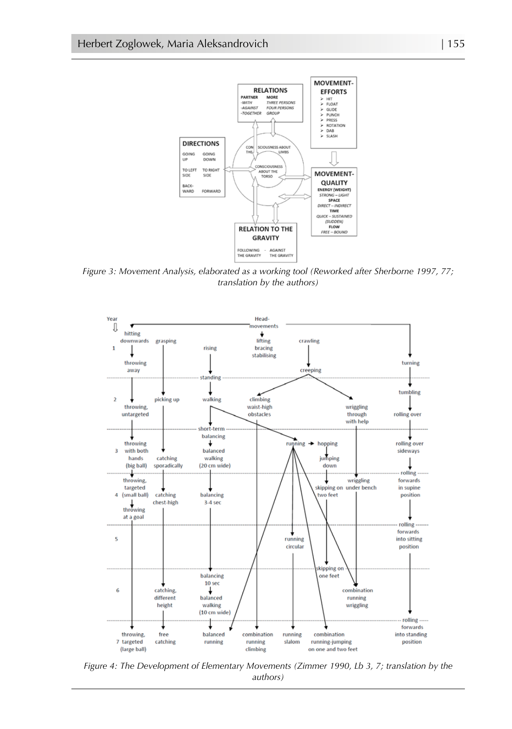*Figure 3: Movement Analysis, elaborated as a working tool (Reworked after Sherborne 1997, 77; translation by the authors)*

*Figure 4: The Development of Elementary Movements (Zimmer 1990, Lb 3, 7; translation by the authors)*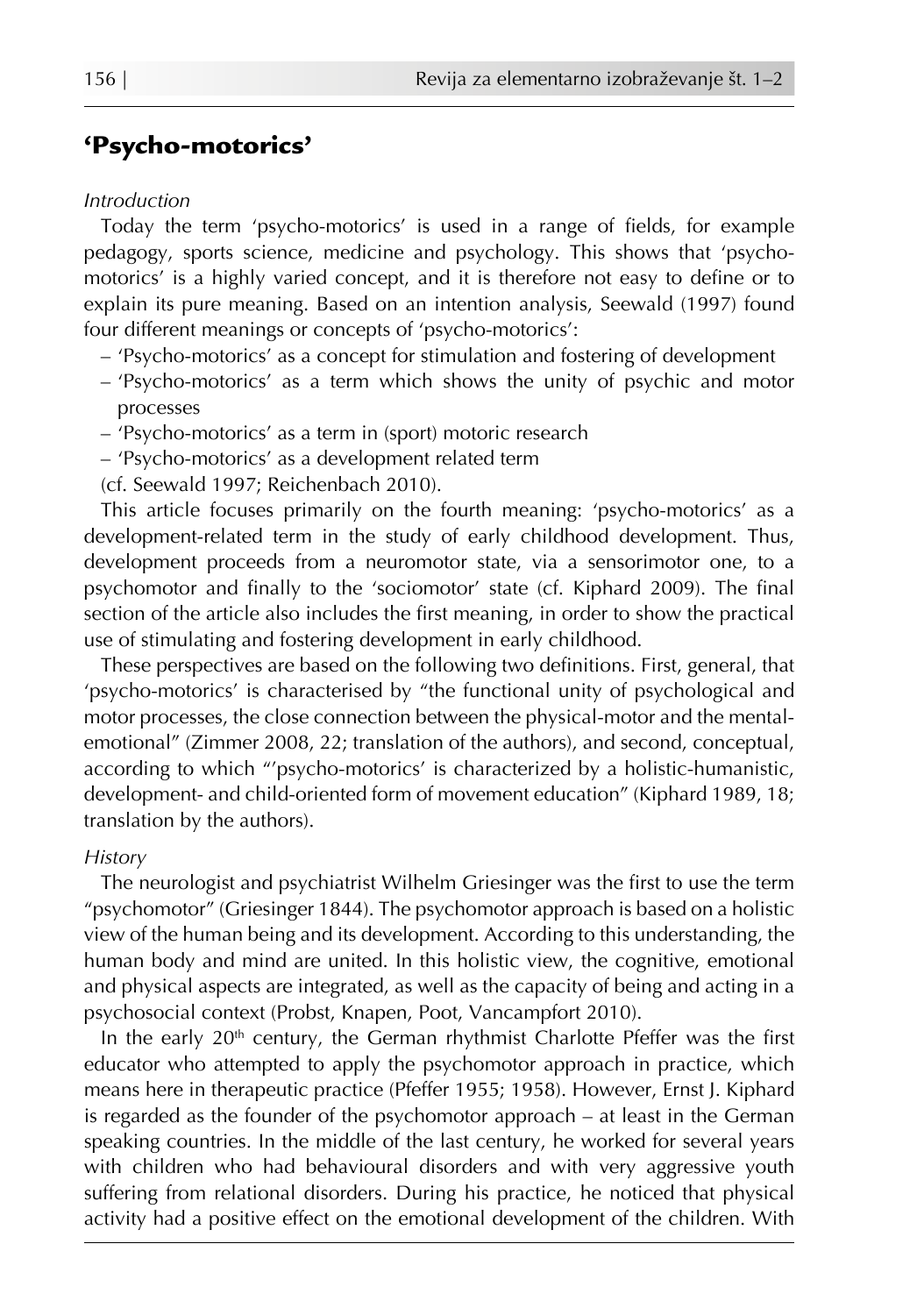## 'Psycho-motorics'

*Introduction*

Today the term 'psycho-motorics' is used in a range of fields, for example pedagogy, sports science, medicine and psychology. This shows that 'psycho-motorics' is a highly varied concept, and it is therefore not easy to define or to explain its pure meaning. Based on an intention analysis, Seewald (1997) found four different meanings or concepts of 'psycho-motorics':

- 'Psycho-motorics' as a concept for stimulation and fostering of development
- 'Psycho-motorics' as a term which shows the unity of psychic and motor processes
- 'Psycho-motorics' as a term in (sport) motoric research
- 'Psycho-motorics' as a development related term

(cf. Seewald 1997; Reichenbach 2010).

This article focuses primarily on the fourth meaning: 'psycho-motorics' as a development-related term in the study of early childhood development. Thus, development proceeds from a neuromotor state, via a sensorimotor one, to a psychomotor and finally to the 'sociomotor' state (cf. Kiphard 2009). The final section of the article also includes the first meaning, in order to show the practical use of stimulating and fostering development in early childhood.

These perspectives are based on the following two definitions. First, general, that 'psycho-motorics' is characterised by "the functional unity of psychological and motor processes, the close connection between the physical-motor and the mental-emotional" (Zimmer 2008, 22; translation of the authors), and second, conceptual, according to which "'psycho-motorics' is characterized by a holistic-humanistic, development- and child-oriented form of movement education" (Kiphard 1989, 18; translation by the authors).

*History*

The neurologist and psychiatrist Wilhelm Griesinger was the first to use the term "psychomotor" (Griesinger 1844). The psychomotor approach is based on a holistic view of the human being and its development. According to this understanding, the human body and mind are united. In this holistic view, the cognitive, emotional and physical aspects are integrated, as well as the capacity of being and acting in a psychosocial context (Probst, Knapen, Poot, Vancampfort 2010).

In the early 20th century, the German rhythmist Charlotte Pfeffer was the first educator who attempted to apply the psychomotor approach in practice, which means here in therapeutic practice (Pfeffer 1955; 1958). However, Ernst J. Kiphard is regarded as the founder of the psychomotor approach – at least in the German speaking countries. In the middle of the last century, he worked for several years with children who had behavioural disorders and with very aggressive youth suffering from relational disorders. During his practice, he noticed that physical activity had a positive effect on the emotional development of the children. With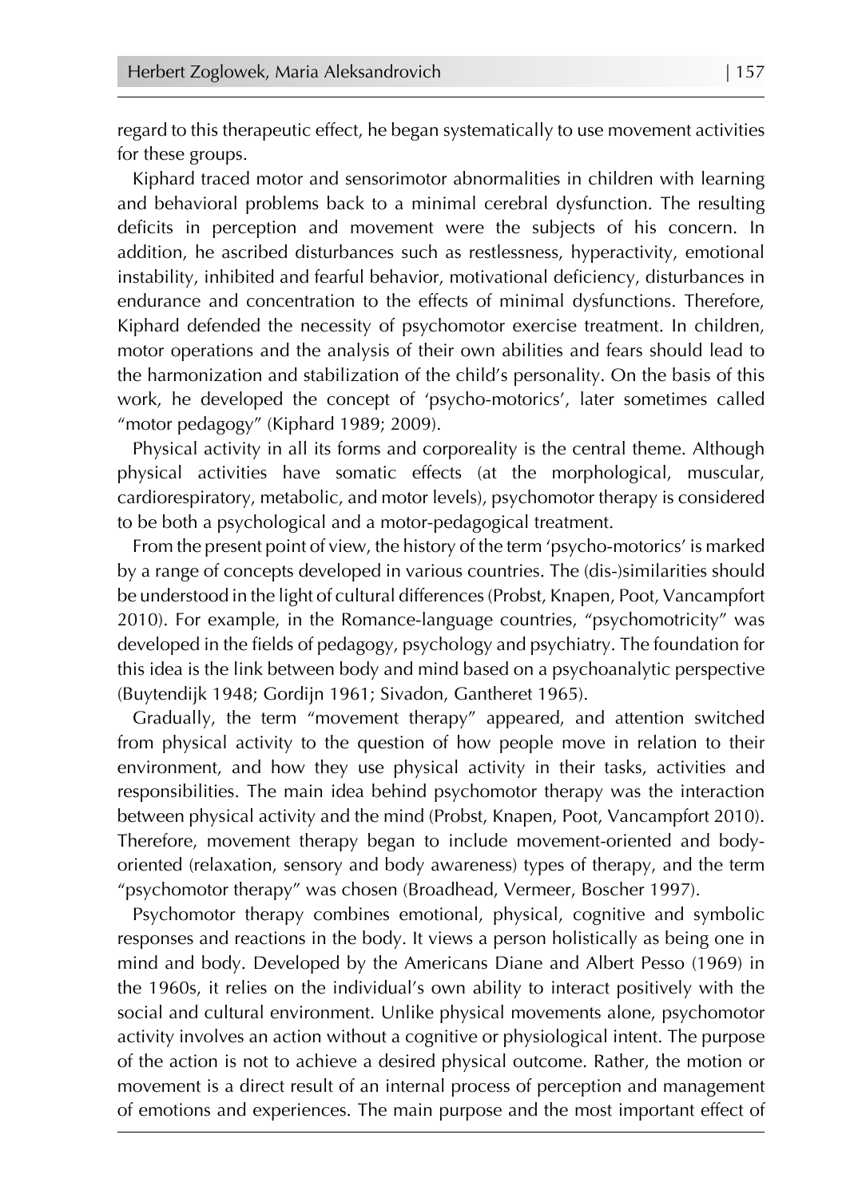regard to this therapeutic effect, he began systematically to use movement activities for these groups.

Kiphard traced motor and sensorimotor abnormalities in children with learning and behavioral problems back to a minimal cerebral dysfunction. The resulting deficits in perception and movement were the subjects of his concern. In addition, he ascribed disturbances such as restlessness, hyperactivity, emotional instability, inhibited and fearful behavior, motivational deficiency, disturbances in endurance and concentration to the effects of minimal dysfunctions. Therefore, Kiphard defended the necessity of psychomotor exercise treatment. In children, motor operations and the analysis of their own abilities and fears should lead to the harmonization and stabilization of the child's personality. On the basis of this work, he developed the concept of 'psycho-motorics', later sometimes called "motor pedagogy" (Kiphard 1989; 2009).

Physical activity in all its forms and corporeality is the central theme. Although physical activities have somatic effects (at the morphological, muscular, cardiorespiratory, metabolic, and motor levels), psychomotor therapy is considered to be both a psychological and a motor-pedagogical treatment.

From the present point of view, the history of the term 'psycho-motorics' is marked by a range of concepts developed in various countries. The (dis-)similarities should be understood in the light of cultural differences (Probst, Knapen, Poot, Vancampfort 2010). For example, in the Romance-language countries, "psychomotricity" was developed in the fields of pedagogy, psychology and psychiatry. The foundation for this idea is the link between body and mind based on a psychoanalytic perspective (Buytendijk 1948; Gordijn 1961; Sivadon, Gantheret 1965).

Gradually, the term "movement therapy" appeared, and attention switched from physical activity to the question of how people move in relation to their environment, and how they use physical activity in their tasks, activities and responsibilities. The main idea behind psychomotor therapy was the interaction between physical activity and the mind (Probst, Knapen, Poot, Vancampfort 2010). Therefore, movement therapy began to include movement-oriented and body-oriented (relaxation, sensory and body awareness) types of therapy, and the term "psychomotor therapy" was chosen (Broadhead, Vermeer, Boscher 1997).

Psychomotor therapy combines emotional, physical, cognitive and symbolic responses and reactions in the body. It views a person holistically as being one in mind and body. Developed by the Americans Diane and Albert Pesso (1969) in the 1960s, it relies on the individual's own ability to interact positively with the social and cultural environment. Unlike physical movements alone, psychomotor activity involves an action without a cognitive or physiological intent. The purpose of the action is not to achieve a desired physical outcome. Rather, the motion or movement is a direct result of an internal process of perception and management of emotions and experiences. The main purpose and the most important effect of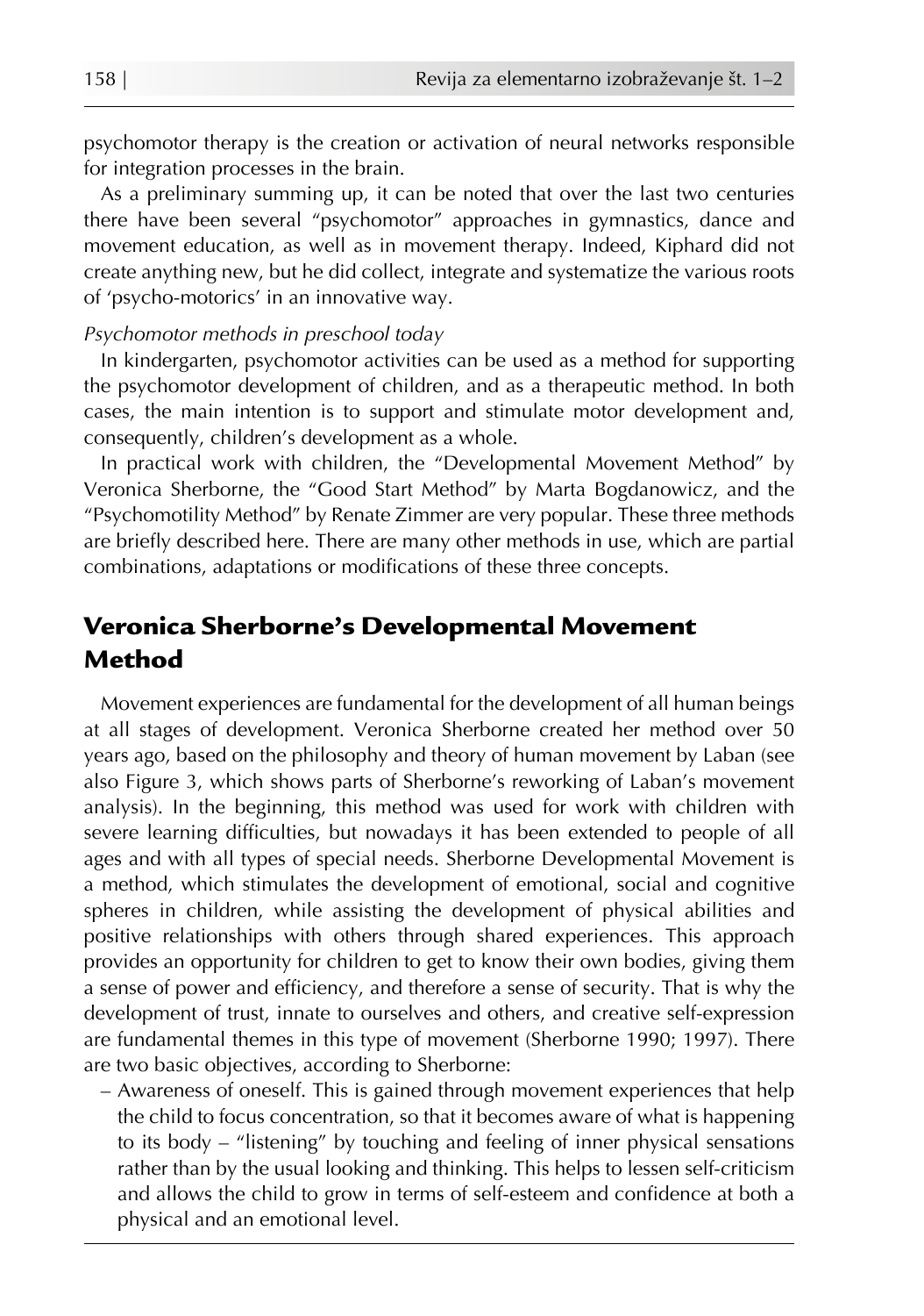psychomotor therapy is the creation or activation of neural networks responsible for integration processes in the brain.

As a preliminary summing up, it can be noted that over the last two centuries there have been several "psychomotor" approaches in gymnastics, dance and movement education, as well as in movement therapy. Indeed, Kiphard did not create anything new, but he did collect, integrate and systematize the various roots of 'psycho-motorics' in an innovative way.

*Psychomotor methods in preschool today*

In kindergarten, psychomotor activities can be used as a method for supporting the psychomotor development of children, and as a therapeutic method. In both cases, the main intention is to support and stimulate motor development and, consequently, children's development as a whole.

In practical work with children, the "Developmental Movement Method" by Veronica Sherborne, the "Good Start Method" by Marta Bogdanowicz, and the "Psychomotility Method" by Renate Zimmer are very popular. These three methods are briefly described here. There are many other methods in use, which are partial combinations, adaptations or modifications of these three concepts.

## Veronica Sherborne's Developmental Movement Method

Movement experiences are fundamental for the development of all human beings at all stages of development. Veronica Sherborne created her method over 50 years ago, based on the philosophy and theory of human movement by Laban (see also Figure 3, which shows parts of Sherborne's reworking of Laban's movement analysis). In the beginning, this method was used for work with children with severe learning difficulties, but nowadays it has been extended to people of all ages and with all types of special needs. Sherborne Developmental Movement is a method, which stimulates the development of emotional, social and cognitive spheres in children, while assisting the development of physical abilities and positive relationships with others through shared experiences. This approach provides an opportunity for children to get to know their own bodies, giving them a sense of power and efficiency, and therefore a sense of security. That is why the development of trust, innate to ourselves and others, and creative self-expression are fundamental themes in this type of movement (Sherborne 1990; 1997). There are two basic objectives, according to Sherborne:

- Awareness of oneself. This is gained through movement experiences that help the child to focus concentration, so that it becomes aware of what is happening to its body – "listening" by touching and feeling of inner physical sensations rather than by the usual looking and thinking. This helps to lessen self-criticism and allows the child to grow in terms of self-esteem and confidence at both a physical and an emotional level.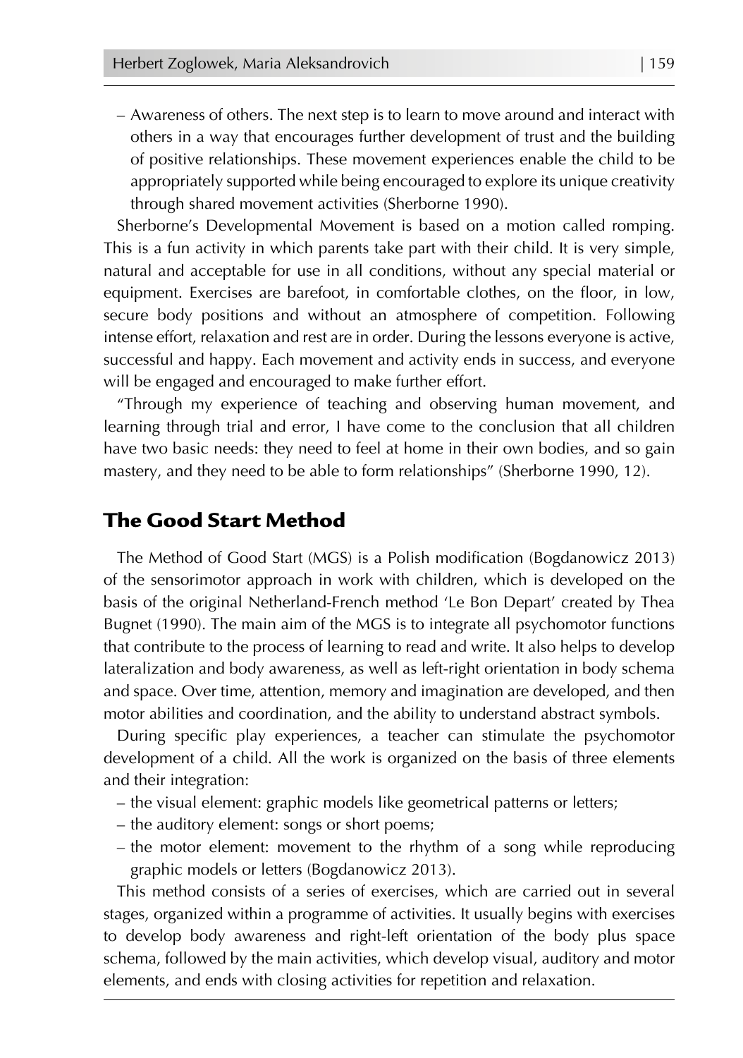– Awareness of others. The next step is to learn to move around and interact with others in a way that encourages further development of trust and the building of positive relationships. These movement experiences enable the child to be appropriately supported while being encouraged to explore its unique creativity through shared movement activities (Sherborne 1990).

Sherborne's Developmental Movement is based on a motion called romping. This is a fun activity in which parents take part with their child. It is very simple, natural and acceptable for use in all conditions, without any special material or equipment. Exercises are barefoot, in comfortable clothes, on the floor, in low, secure body positions and without an atmosphere of competition. Following intense effort, relaxation and rest are in order. During the lessons everyone is active, successful and happy. Each movement and activity ends in success, and everyone will be engaged and encouraged to make further effort.

"Through my experience of teaching and observing human movement, and learning through trial and error, I have come to the conclusion that all children have two basic needs: they need to feel at home in their own bodies, and so gain mastery, and they need to be able to form relationships" (Sherborne 1990, 12).

## The Good Start Method

The Method of Good Start (MGS) is a Polish modification (Bogdanowicz 2013) of the sensorimotor approach in work with children, which is developed on the basis of the original Netherland-French method 'Le Bon Depart' created by Thea Bugnet (1990). The main aim of the MGS is to integrate all psychomotor functions that contribute to the process of learning to read and write. It also helps to develop lateralization and body awareness, as well as left-right orientation in body schema and space. Over time, attention, memory and imagination are developed, and then motor abilities and coordination, and the ability to understand abstract symbols.

During specific play experiences, a teacher can stimulate the psychomotor development of a child. All the work is organized on the basis of three elements and their integration:

– the visual element: graphic models like geometrical patterns or letters;
– the auditory element: songs or short poems;
– the motor element: movement to the rhythm of a song while reproducing graphic models or letters (Bogdanowicz 2013).

This method consists of a series of exercises, which are carried out in several stages, organized within a programme of activities. It usually begins with exercises to develop body awareness and right-left orientation of the body plus space schema, followed by the main activities, which develop visual, auditory and motor elements, and ends with closing activities for repetition and relaxation.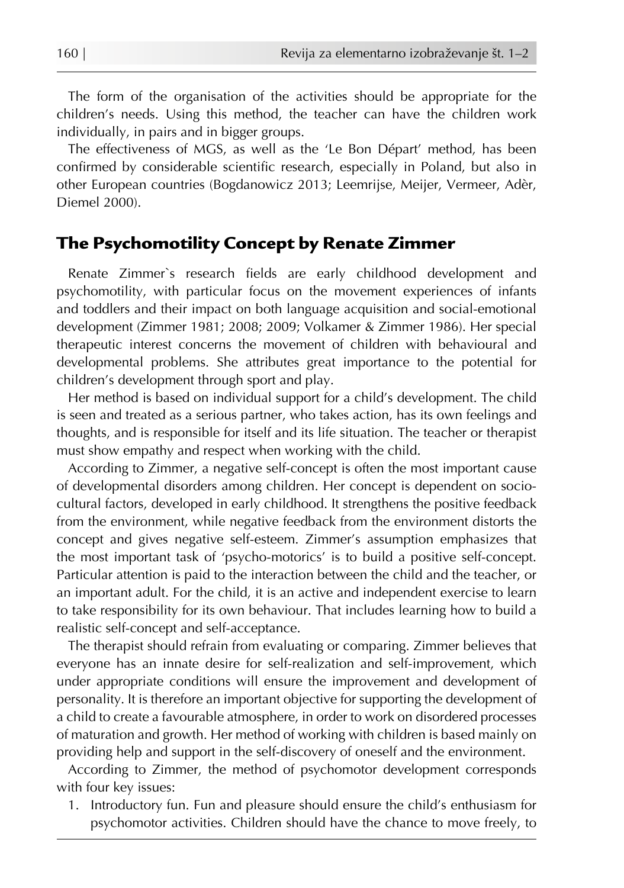The form of the organisation of the activities should be appropriate for the children's needs. Using this method, the teacher can have the children work individually, in pairs and in bigger groups.

The effectiveness of MGS, as well as the 'Le Bon Départ' method, has been confirmed by considerable scientific research, especially in Poland, but also in other European countries (Bogdanowicz 2013; Leemrijse, Meijer, Vermeer, Adèr, Diemel 2000).

## The Psychomotility Concept by Renate Zimmer

Renate Zimmer`s research fields are early childhood development and psychomotility, with particular focus on the movement experiences of infants and toddlers and their impact on both language acquisition and social-emotional development (Zimmer 1981; 2008; 2009; Volkamer & Zimmer 1986). Her special therapeutic interest concerns the movement of children with behavioural and developmental problems. She attributes great importance to the potential for children's development through sport and play.

Her method is based on individual support for a child's development. The child is seen and treated as a serious partner, who takes action, has its own feelings and thoughts, and is responsible for itself and its life situation. The teacher or therapist must show empathy and respect when working with the child.

According to Zimmer, a negative self-concept is often the most important cause of developmental disorders among children. Her concept is dependent on socio-cultural factors, developed in early childhood. It strengthens the positive feedback from the environment, while negative feedback from the environment distorts the concept and gives negative self-esteem. Zimmer's assumption emphasizes that the most important task of 'psycho-motorics' is to build a positive self-concept. Particular attention is paid to the interaction between the child and the teacher, or an important adult. For the child, it is an active and independent exercise to learn to take responsibility for its own behaviour. That includes learning how to build a realistic self-concept and self-acceptance.

The therapist should refrain from evaluating or comparing. Zimmer believes that everyone has an innate desire for self-realization and self-improvement, which under appropriate conditions will ensure the improvement and development of personality. It is therefore an important objective for supporting the development of a child to create a favourable atmosphere, in order to work on disordered processes of maturation and growth. Her method of working with children is based mainly on providing help and support in the self-discovery of oneself and the environment.

According to Zimmer, the method of psychomotor development corresponds with four key issues:

1. Introductory fun. Fun and pleasure should ensure the child's enthusiasm for psychomotor activities. Children should have the chance to move freely, to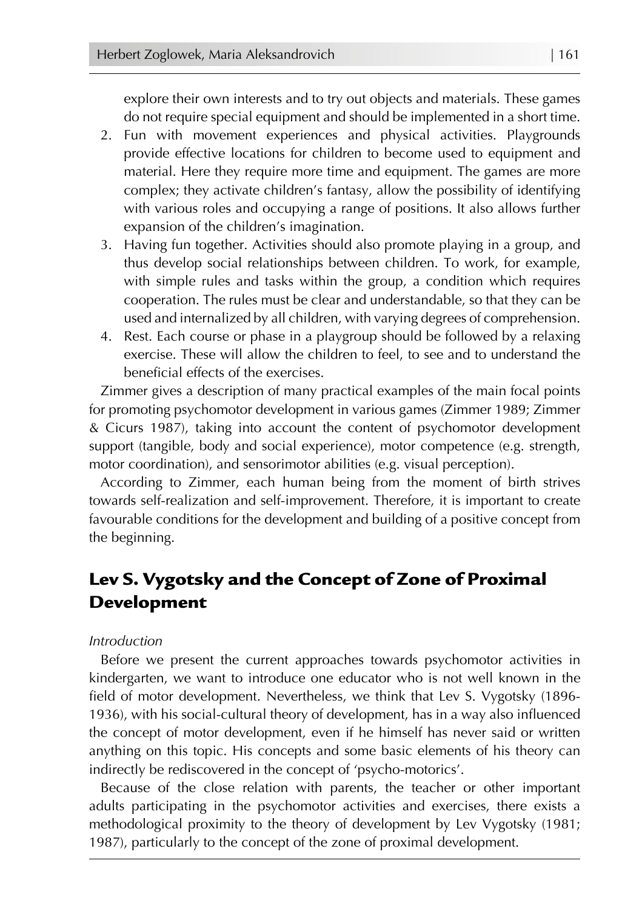explore their own interests and to try out objects and materials. These games do not require special equipment and should be implemented in a short time.

2. Fun with movement experiences and physical activities. Playgrounds provide effective locations for children to become used to equipment and material. Here they require more time and equipment. The games are more complex; they activate children's fantasy, allow the possibility of identifying with various roles and occupying a range of positions. It also allows further expansion of the children's imagination.
3. Having fun together. Activities should also promote playing in a group, and thus develop social relationships between children. To work, for example, with simple rules and tasks within the group, a condition which requires cooperation. The rules must be clear and understandable, so that they can be used and internalized by all children, with varying degrees of comprehension.
4. Rest. Each course or phase in a playgroup should be followed by a relaxing exercise. These will allow the children to feel, to see and to understand the beneficial effects of the exercises.

Zimmer gives a description of many practical examples of the main focal points for promoting psychomotor development in various games (Zimmer 1989; Zimmer & Cicurs 1987), taking into account the content of psychomotor development support (tangible, body and social experience), motor competence (e.g. strength, motor coordination), and sensorimotor abilities (e.g. visual perception).

According to Zimmer, each human being from the moment of birth strives towards self-realization and self-improvement. Therefore, it is important to create favourable conditions for the development and building of a positive concept from the beginning.

## Lev S. Vygotsky and the Concept of Zone of Proximal Development

*Introduction*

Before we present the current approaches towards psychomotor activities in kindergarten, we want to introduce one educator who is not well known in the field of motor development. Nevertheless, we think that Lev S. Vygotsky (1896-1936), with his social-cultural theory of development, has in a way also influenced the concept of motor development, even if he himself has never said or written anything on this topic. His concepts and some basic elements of his theory can indirectly be rediscovered in the concept of 'psycho-motorics'.

Because of the close relation with parents, the teacher or other important adults participating in the psychomotor activities and exercises, there exists a methodological proximity to the theory of development by Lev Vygotsky (1981; 1987), particularly to the concept of the zone of proximal development.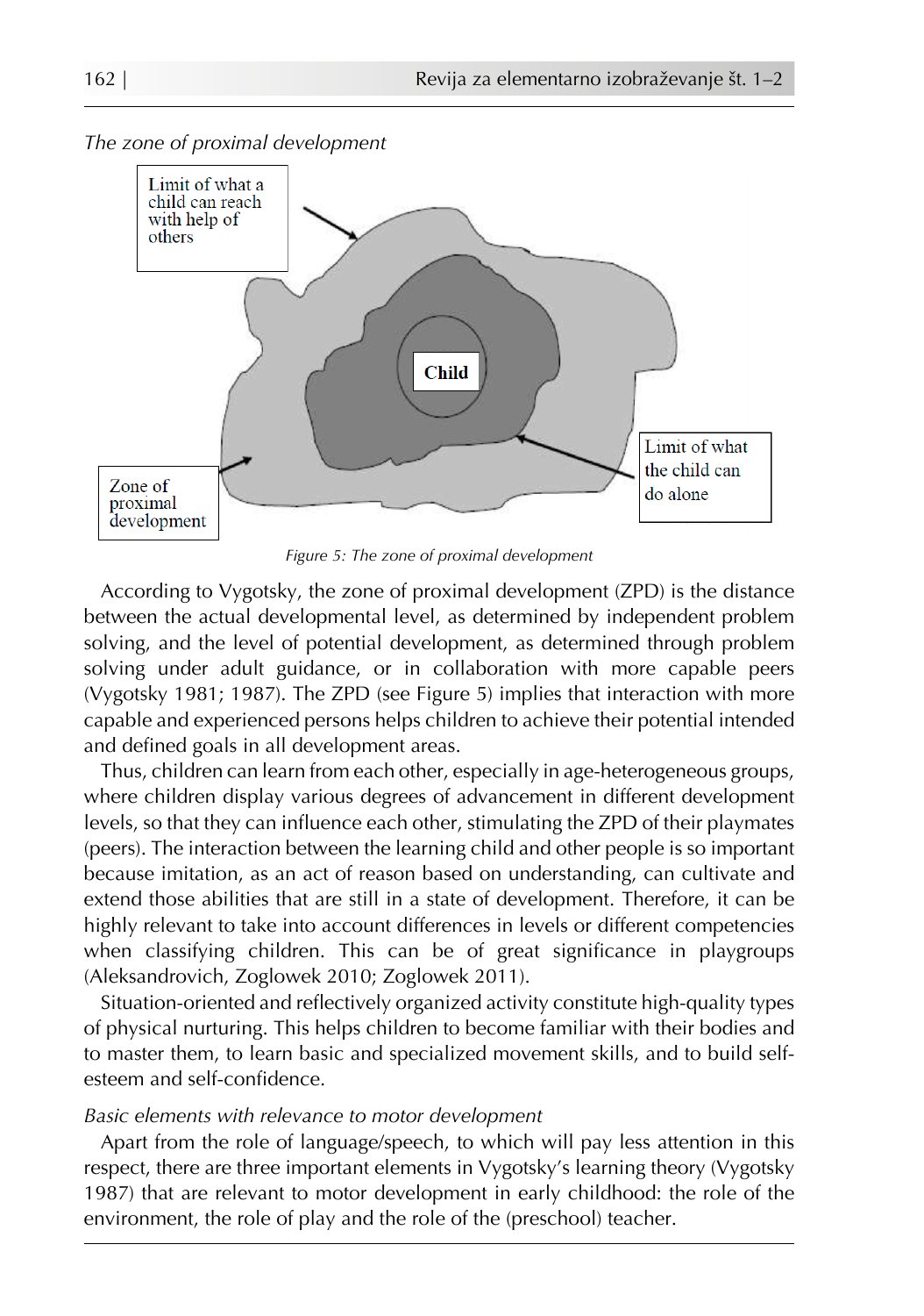*The zone of proximal development*

Limit of what a child can reach with help of others

Child

Limit of what the child can do alone

Zone of proximal development

*Figure 5: The zone of proximal development*

According to Vygotsky, the zone of proximal development (ZPD) is the distance between the actual developmental level, as determined by independent problem solving, and the level of potential development, as determined through problem solving under adult guidance, or in collaboration with more capable peers (Vygotsky 1981; 1987). The ZPD (see Figure 5) implies that interaction with more capable and experienced persons helps children to achieve their potential intended and defined goals in all development areas.

Thus, children can learn from each other, especially in age-heterogeneous groups, where children display various degrees of advancement in different development levels, so that they can influence each other, stimulating the ZPD of their playmates (peers). The interaction between the learning child and other people is so important because imitation, as an act of reason based on understanding, can cultivate and extend those abilities that are still in a state of development. Therefore, it can be highly relevant to take into account differences in levels or different competencies when classifying children. This can be of great significance in playgroups (Aleksandrovich, Zoglowek 2010; Zoglowek 2011).

Situation-oriented and reflectively organized activity constitute high-quality types of physical nurturing. This helps children to become familiar with their bodies and to master them, to learn basic and specialized movement skills, and to build self-esteem and self-confidence.

*Basic elements with relevance to motor development*

Apart from the role of language/speech, to which will pay less attention in this respect, there are three important elements in Vygotsky's learning theory (Vygotsky 1987) that are relevant to motor development in early childhood: the role of the environment, the role of play and the role of the (preschool) teacher.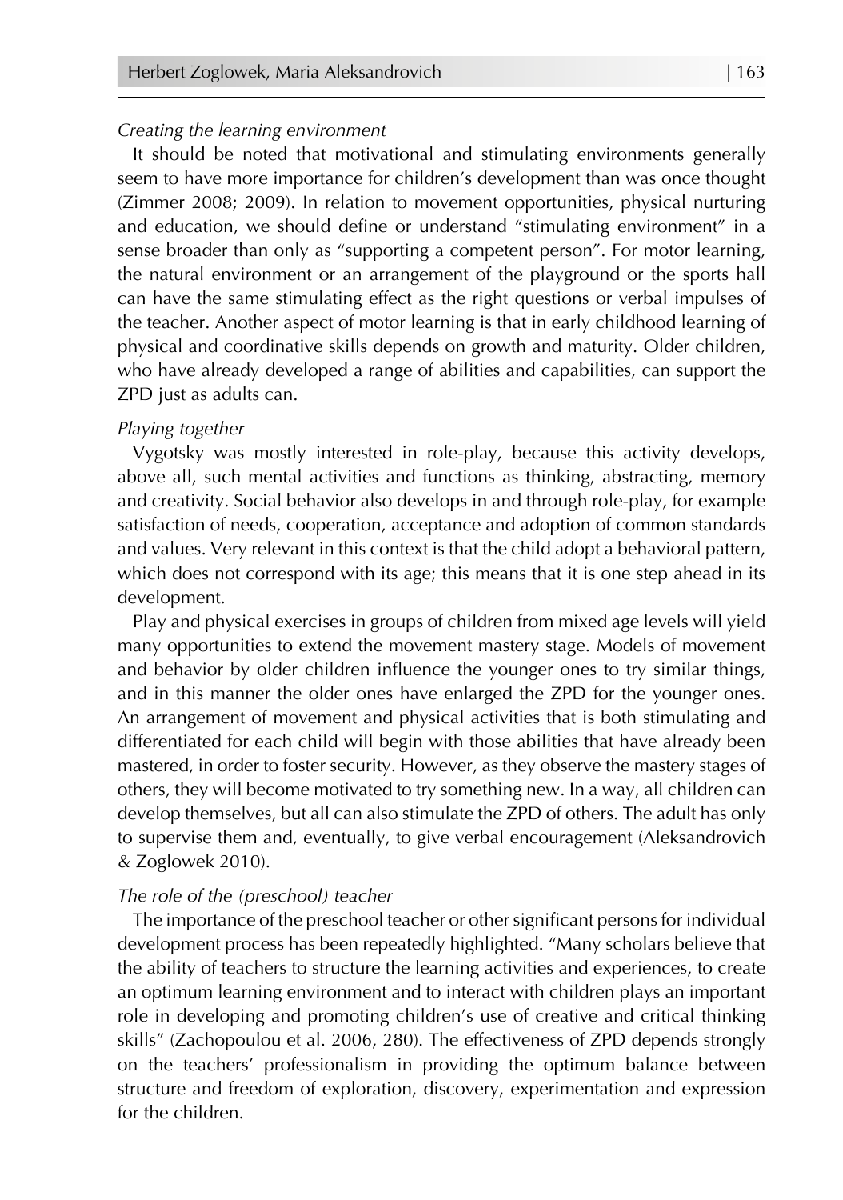*Creating the learning environment*

It should be noted that motivational and stimulating environments generally seem to have more importance for children's development than was once thought (Zimmer 2008; 2009). In relation to movement opportunities, physical nurturing and education, we should define or understand "stimulating environment" in a sense broader than only as "supporting a competent person". For motor learning, the natural environment or an arrangement of the playground or the sports hall can have the same stimulating effect as the right questions or verbal impulses of the teacher. Another aspect of motor learning is that in early childhood learning of physical and coordinative skills depends on growth and maturity. Older children, who have already developed a range of abilities and capabilities, can support the ZPD just as adults can.

*Playing together*

Vygotsky was mostly interested in role-play, because this activity develops, above all, such mental activities and functions as thinking, abstracting, memory and creativity. Social behavior also develops in and through role-play, for example satisfaction of needs, cooperation, acceptance and adoption of common standards and values. Very relevant in this context is that the child adopt a behavioral pattern, which does not correspond with its age; this means that it is one step ahead in its development.

Play and physical exercises in groups of children from mixed age levels will yield many opportunities to extend the movement mastery stage. Models of movement and behavior by older children influence the younger ones to try similar things, and in this manner the older ones have enlarged the ZPD for the younger ones. An arrangement of movement and physical activities that is both stimulating and differentiated for each child will begin with those abilities that have already been mastered, in order to foster security. However, as they observe the mastery stages of others, they will become motivated to try something new. In a way, all children can develop themselves, but all can also stimulate the ZPD of others. The adult has only to supervise them and, eventually, to give verbal encouragement (Aleksandrovich & Zoglowek 2010).

*The role of the (preschool) teacher*

The importance of the preschool teacher or other significant persons for individual development process has been repeatedly highlighted. "Many scholars believe that the ability of teachers to structure the learning activities and experiences, to create an optimum learning environment and to interact with children plays an important role in developing and promoting children's use of creative and critical thinking skills" (Zachopoulou et al. 2006, 280). The effectiveness of ZPD depends strongly on the teachers' professionalism in providing the optimum balance between structure and freedom of exploration, discovery, experimentation and expression for the children.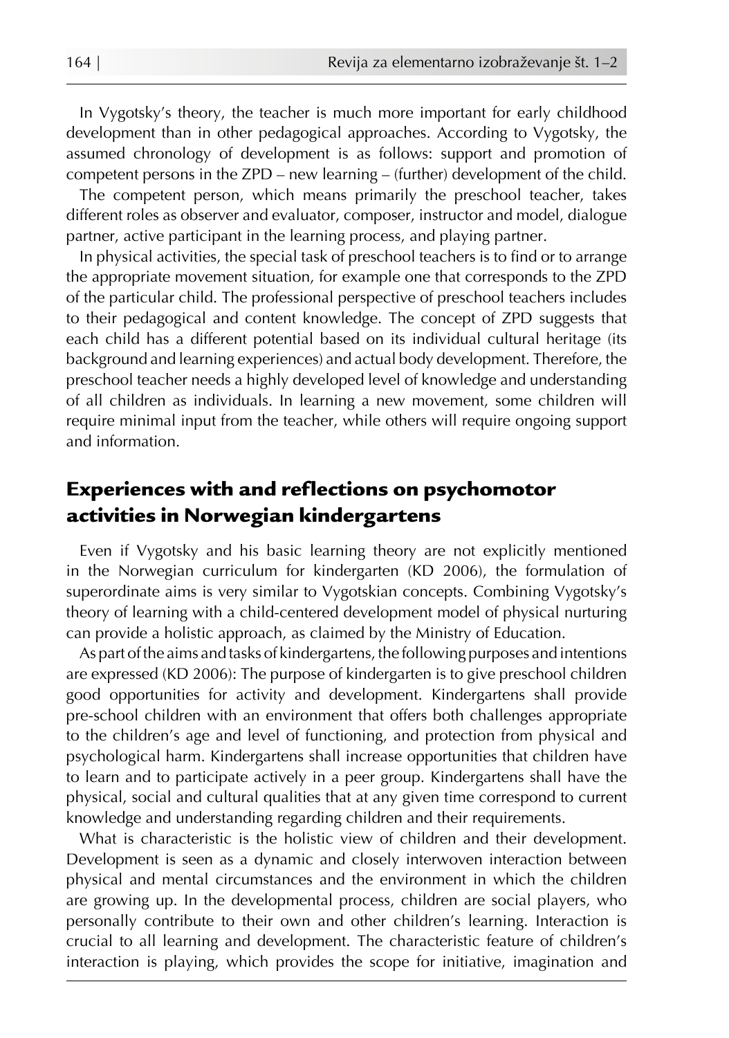In Vygotsky's theory, the teacher is much more important for early childhood development than in other pedagogical approaches. According to Vygotsky, the assumed chronology of development is as follows: support and promotion of competent persons in the ZPD – new learning – (further) development of the child.

The competent person, which means primarily the preschool teacher, takes different roles as observer and evaluator, composer, instructor and model, dialogue partner, active participant in the learning process, and playing partner.

In physical activities, the special task of preschool teachers is to find or to arrange the appropriate movement situation, for example one that corresponds to the ZPD of the particular child. The professional perspective of preschool teachers includes to their pedagogical and content knowledge. The concept of ZPD suggests that each child has a different potential based on its individual cultural heritage (its background and learning experiences) and actual body development. Therefore, the preschool teacher needs a highly developed level of knowledge and understanding of all children as individuals. In learning a new movement, some children will require minimal input from the teacher, while others will require ongoing support and information.

## Experiences with and reflections on psychomotor activities in Norwegian kindergartens

Even if Vygotsky and his basic learning theory are not explicitly mentioned in the Norwegian curriculum for kindergarten (KD 2006), the formulation of superordinate aims is very similar to Vygotskian concepts. Combining Vygotsky's theory of learning with a child-centered development model of physical nurturing can provide a holistic approach, as claimed by the Ministry of Education.

As part of the aims and tasks of kindergartens, the following purposes and intentions are expressed (KD 2006): The purpose of kindergarten is to give preschool children good opportunities for activity and development. Kindergartens shall provide pre-school children with an environment that offers both challenges appropriate to the children's age and level of functioning, and protection from physical and psychological harm. Kindergartens shall increase opportunities that children have to learn and to participate actively in a peer group. Kindergartens shall have the physical, social and cultural qualities that at any given time correspond to current knowledge and understanding regarding children and their requirements.

What is characteristic is the holistic view of children and their development. Development is seen as a dynamic and closely interwoven interaction between physical and mental circumstances and the environment in which the children are growing up. In the developmental process, children are social players, who personally contribute to their own and other children's learning. Interaction is crucial to all learning and development. The characteristic feature of children's interaction is playing, which provides the scope for initiative, imagination and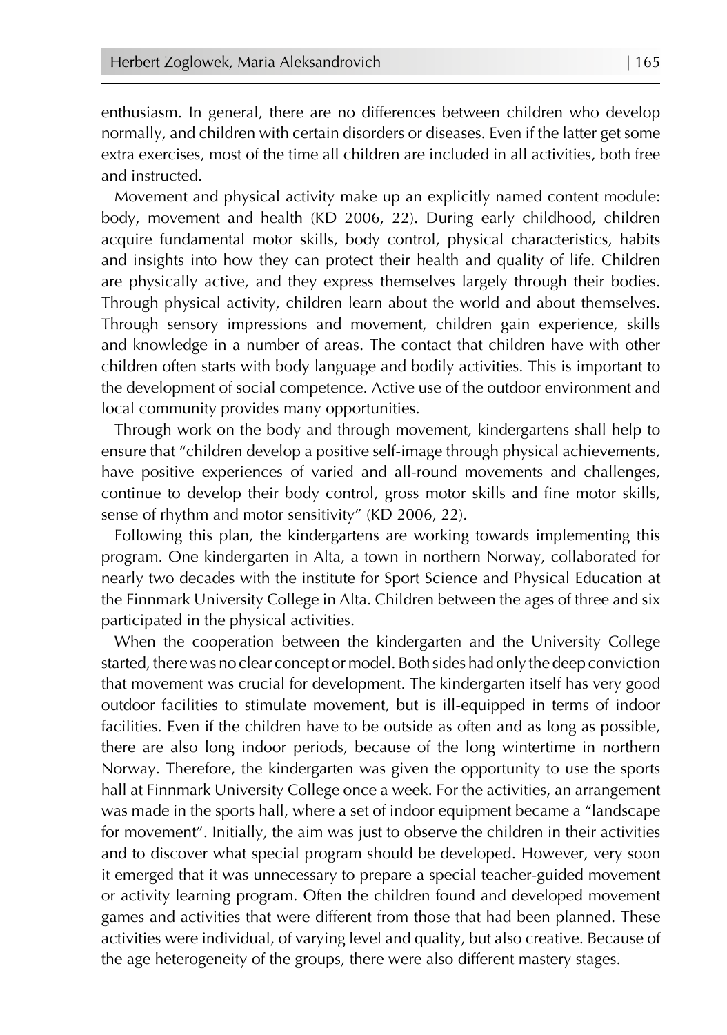enthusiasm. In general, there are no differences between children who develop normally, and children with certain disorders or diseases. Even if the latter get some extra exercises, most of the time all children are included in all activities, both free and instructed.

Movement and physical activity make up an explicitly named content module: body, movement and health (KD 2006, 22). During early childhood, children acquire fundamental motor skills, body control, physical characteristics, habits and insights into how they can protect their health and quality of life. Children are physically active, and they express themselves largely through their bodies. Through physical activity, children learn about the world and about themselves. Through sensory impressions and movement, children gain experience, skills and knowledge in a number of areas. The contact that children have with other children often starts with body language and bodily activities. This is important to the development of social competence. Active use of the outdoor environment and local community provides many opportunities.

Through work on the body and through movement, kindergartens shall help to ensure that "children develop a positive self-image through physical achievements, have positive experiences of varied and all-round movements and challenges, continue to develop their body control, gross motor skills and fine motor skills, sense of rhythm and motor sensitivity" (KD 2006, 22).

Following this plan, the kindergartens are working towards implementing this program. One kindergarten in Alta, a town in northern Norway, collaborated for nearly two decades with the institute for Sport Science and Physical Education at the Finnmark University College in Alta. Children between the ages of three and six participated in the physical activities.

When the cooperation between the kindergarten and the University College started, there was no clear concept or model. Both sides had only the deep conviction that movement was crucial for development. The kindergarten itself has very good outdoor facilities to stimulate movement, but is ill-equipped in terms of indoor facilities. Even if the children have to be outside as often and as long as possible, there are also long indoor periods, because of the long wintertime in northern Norway. Therefore, the kindergarten was given the opportunity to use the sports hall at Finnmark University College once a week. For the activities, an arrangement was made in the sports hall, where a set of indoor equipment became a "landscape for movement". Initially, the aim was just to observe the children in their activities and to discover what special program should be developed. However, very soon it emerged that it was unnecessary to prepare a special teacher-guided movement or activity learning program. Often the children found and developed movement games and activities that were different from those that had been planned. These activities were individual, of varying level and quality, but also creative. Because of the age heterogeneity of the groups, there were also different mastery stages.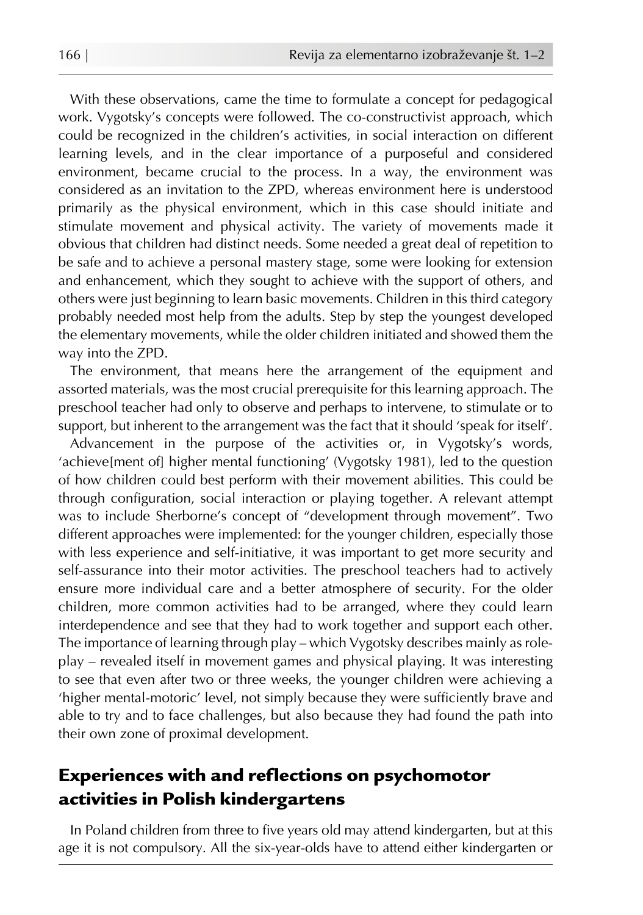With these observations, came the time to formulate a concept for pedagogical work. Vygotsky's concepts were followed. The co-constructivist approach, which could be recognized in the children's activities, in social interaction on different learning levels, and in the clear importance of a purposeful and considered environment, became crucial to the process. In a way, the environment was considered as an invitation to the ZPD, whereas environment here is understood primarily as the physical environment, which in this case should initiate and stimulate movement and physical activity. The variety of movements made it obvious that children had distinct needs. Some needed a great deal of repetition to be safe and to achieve a personal mastery stage, some were looking for extension and enhancement, which they sought to achieve with the support of others, and others were just beginning to learn basic movements. Children in this third category probably needed most help from the adults. Step by step the youngest developed the elementary movements, while the older children initiated and showed them the way into the ZPD.

The environment, that means here the arrangement of the equipment and assorted materials, was the most crucial prerequisite for this learning approach. The preschool teacher had only to observe and perhaps to intervene, to stimulate or to support, but inherent to the arrangement was the fact that it should 'speak for itself'.

Advancement in the purpose of the activities or, in Vygotsky's words, 'achieve[ment of] higher mental functioning' (Vygotsky 1981), led to the question of how children could best perform with their movement abilities. This could be through configuration, social interaction or playing together. A relevant attempt was to include Sherborne's concept of "development through movement". Two different approaches were implemented: for the younger children, especially those with less experience and self-initiative, it was important to get more security and self-assurance into their motor activities. The preschool teachers had to actively ensure more individual care and a better atmosphere of security. For the older children, more common activities had to be arranged, where they could learn interdependence and see that they had to work together and support each other. The importance of learning through play – which Vygotsky describes mainly as role-play – revealed itself in movement games and physical playing. It was interesting to see that even after two or three weeks, the younger children were achieving a 'higher mental-motoric' level, not simply because they were sufficiently brave and able to try and to face challenges, but also because they had found the path into their own zone of proximal development.

## Experiences with and reflections on psychomotor activities in Polish kindergartens

In Poland children from three to five years old may attend kindergarten, but at this age it is not compulsory. All the six-year-olds have to attend either kindergarten or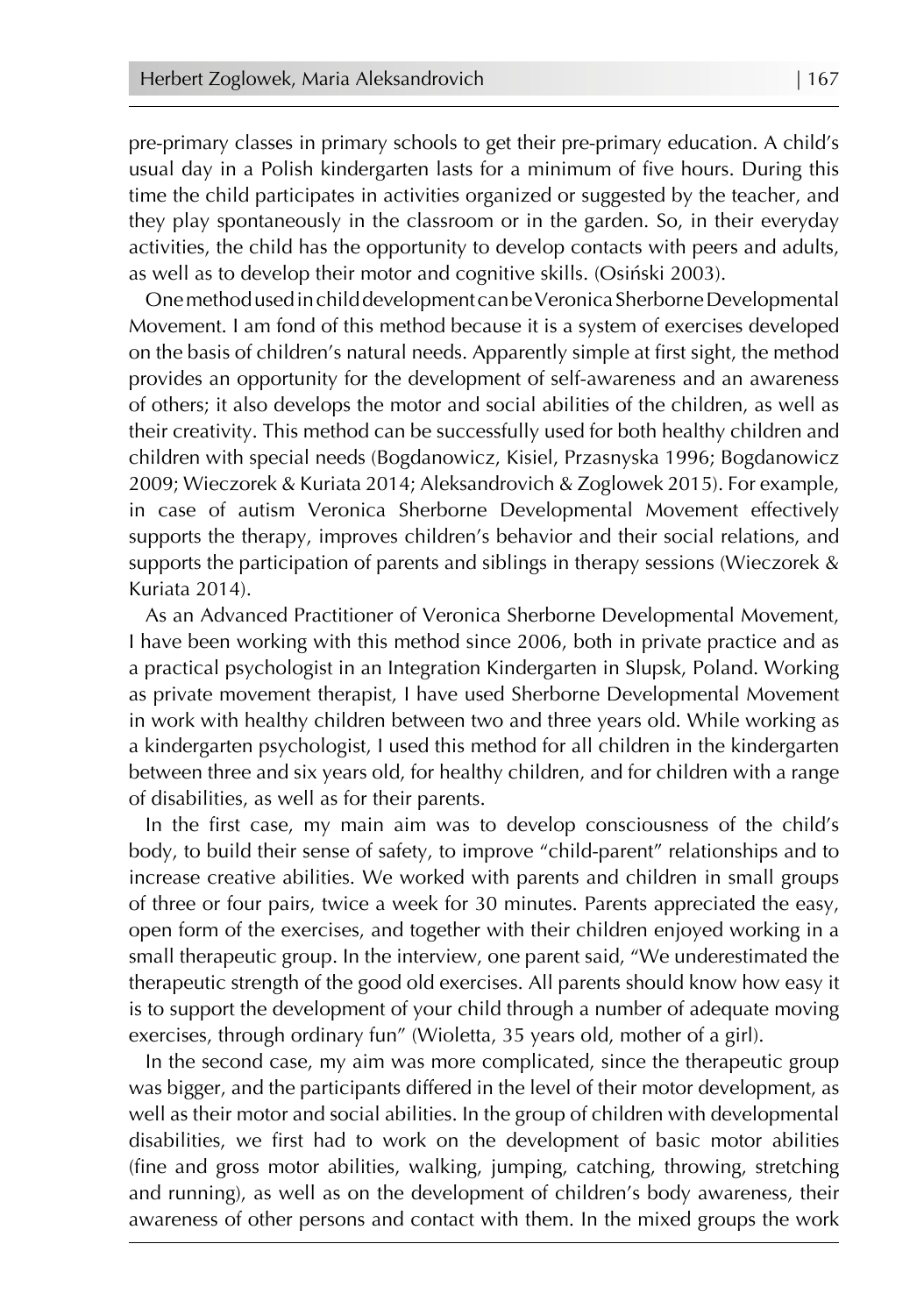pre-primary classes in primary schools to get their pre-primary education. A child's usual day in a Polish kindergarten lasts for a minimum of five hours. During this time the child participates in activities organized or suggested by the teacher, and they play spontaneously in the classroom or in the garden. So, in their everyday activities, the child has the opportunity to develop contacts with peers and adults, as well as to develop their motor and cognitive skills. (Osiński 2003).

One method used in child development can be Veronica Sherborne Developmental Movement. I am fond of this method because it is a system of exercises developed on the basis of children's natural needs. Apparently simple at first sight, the method provides an opportunity for the development of self-awareness and an awareness of others; it also develops the motor and social abilities of the children, as well as their creativity. This method can be successfully used for both healthy children and children with special needs (Bogdanowicz, Kisiel, Przasnyska 1996; Bogdanowicz 2009; Wieczorek & Kuriata 2014; Aleksandrovich & Zoglowek 2015). For example, in case of autism Veronica Sherborne Developmental Movement effectively supports the therapy, improves children's behavior and their social relations, and supports the participation of parents and siblings in therapy sessions (Wieczorek & Kuriata 2014).

As an Advanced Practitioner of Veronica Sherborne Developmental Movement, I have been working with this method since 2006, both in private practice and as a practical psychologist in an Integration Kindergarten in Slupsk, Poland. Working as private movement therapist, I have used Sherborne Developmental Movement in work with healthy children between two and three years old. While working as a kindergarten psychologist, I used this method for all children in the kindergarten between three and six years old, for healthy children, and for children with a range of disabilities, as well as for their parents.

In the first case, my main aim was to develop consciousness of the child's body, to build their sense of safety, to improve "child-parent" relationships and to increase creative abilities. We worked with parents and children in small groups of three or four pairs, twice a week for 30 minutes. Parents appreciated the easy, open form of the exercises, and together with their children enjoyed working in a small therapeutic group. In the interview, one parent said, "We underestimated the therapeutic strength of the good old exercises. All parents should know how easy it is to support the development of your child through a number of adequate moving exercises, through ordinary fun" (Wioletta, 35 years old, mother of a girl).

In the second case, my aim was more complicated, since the therapeutic group was bigger, and the participants differed in the level of their motor development, as well as their motor and social abilities. In the group of children with developmental disabilities, we first had to work on the development of basic motor abilities (fine and gross motor abilities, walking, jumping, catching, throwing, stretching and running), as well as on the development of children's body awareness, their awareness of other persons and contact with them. In the mixed groups the work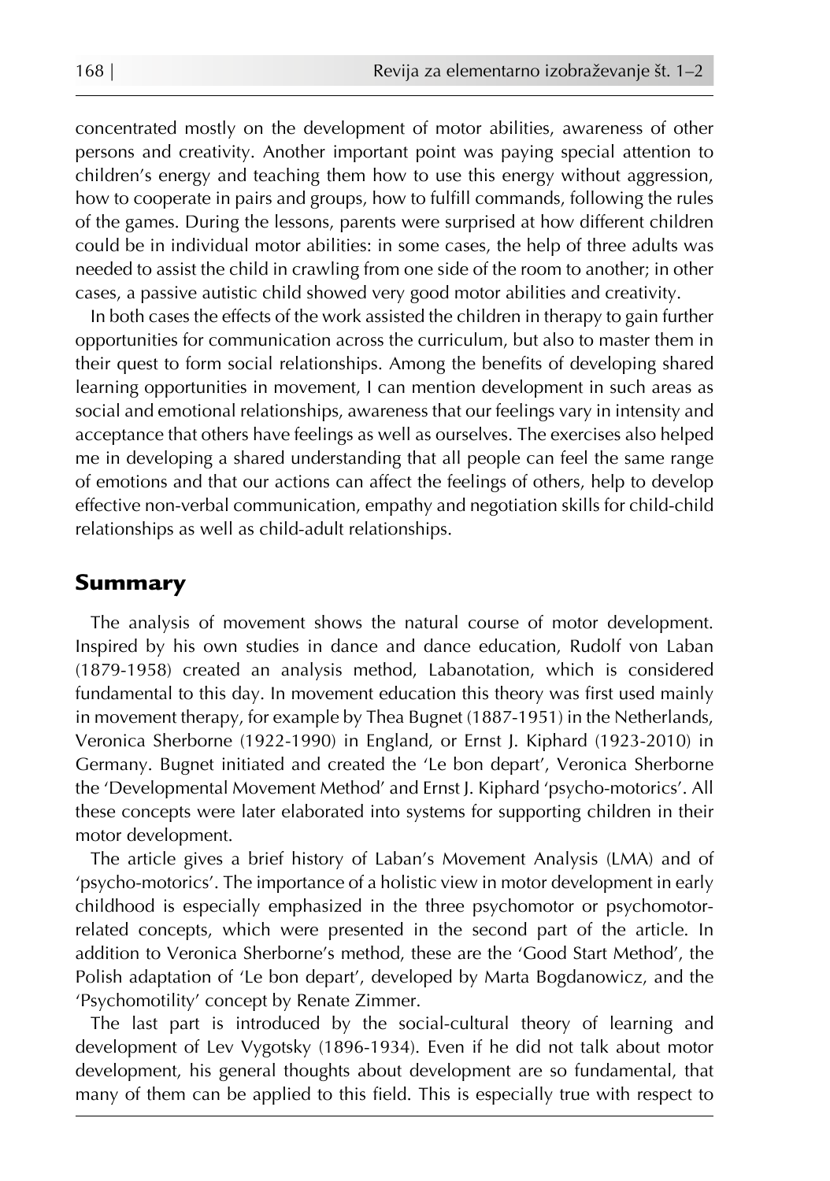concentrated mostly on the development of motor abilities, awareness of other persons and creativity. Another important point was paying special attention to children's energy and teaching them how to use this energy without aggression, how to cooperate in pairs and groups, how to fulfill commands, following the rules of the games. During the lessons, parents were surprised at how different children could be in individual motor abilities: in some cases, the help of three adults was needed to assist the child in crawling from one side of the room to another; in other cases, a passive autistic child showed very good motor abilities and creativity.

In both cases the effects of the work assisted the children in therapy to gain further opportunities for communication across the curriculum, but also to master them in their quest to form social relationships. Among the benefits of developing shared learning opportunities in movement, I can mention development in such areas as social and emotional relationships, awareness that our feelings vary in intensity and acceptance that others have feelings as well as ourselves. The exercises also helped me in developing a shared understanding that all people can feel the same range of emotions and that our actions can affect the feelings of others, help to develop effective non-verbal communication, empathy and negotiation skills for child-child relationships as well as child-adult relationships.

## Summary

The analysis of movement shows the natural course of motor development. Inspired by his own studies in dance and dance education, Rudolf von Laban (1879-1958) created an analysis method, Labanotation, which is considered fundamental to this day. In movement education this theory was first used mainly in movement therapy, for example by Thea Bugnet (1887-1951) in the Netherlands, Veronica Sherborne (1922-1990) in England, or Ernst J. Kiphard (1923-2010) in Germany. Bugnet initiated and created the 'Le bon depart', Veronica Sherborne the 'Developmental Movement Method' and Ernst J. Kiphard 'psycho-motorics'. All these concepts were later elaborated into systems for supporting children in their motor development.

The article gives a brief history of Laban's Movement Analysis (LMA) and of 'psycho-motorics'. The importance of a holistic view in motor development in early childhood is especially emphasized in the three psychomotor or psychomotor-related concepts, which were presented in the second part of the article. In addition to Veronica Sherborne's method, these are the 'Good Start Method', the Polish adaptation of 'Le bon depart', developed by Marta Bogdanowicz, and the 'Psychomotility' concept by Renate Zimmer.

The last part is introduced by the social-cultural theory of learning and development of Lev Vygotsky (1896-1934). Even if he did not talk about motor development, his general thoughts about development are so fundamental, that many of them can be applied to this field. This is especially true with respect to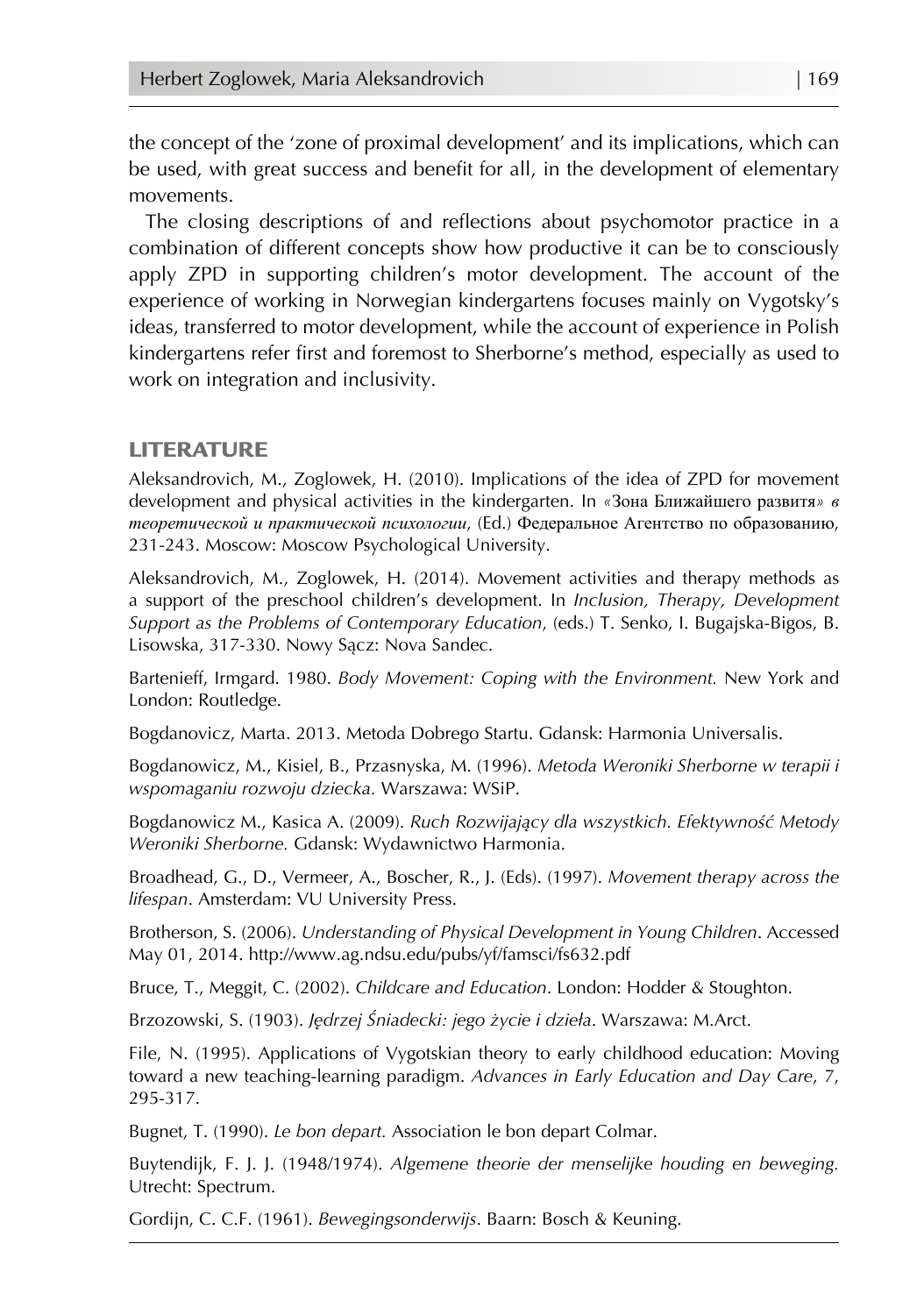the concept of the 'zone of proximal development' and its implications, which can be used, with great success and benefit for all, in the development of elementary movements.

The closing descriptions of and reflections about psychomotor practice in a combination of different concepts show how productive it can be to consciously apply ZPD in supporting children's motor development. The account of the experience of working in Norwegian kindergartens focuses mainly on Vygotsky's ideas, transferred to motor development, while the account of experience in Polish kindergartens refer first and foremost to Sherborne's method, especially as used to work on integration and inclusivity.

## LITERATURE

Aleksandrovich, M., Zoglowek, H. (2010). Implications of the idea of ZPD for movement development and physical activities in the kindergarten. In *«Зона Ближайшего развитя» в теоретической и практической психологии*, (Ed.) Федеральное Агентство по образованию, 231-243. Moscow: Moscow Psychological University.

Aleksandrovich, M., Zoglowek, H. (2014). Movement activities and therapy methods as a support of the preschool children's development. In *Inclusion, Therapy, Development Support as the Problems of Contemporary Education*, (eds.) T. Senko, I. Bugajska-Bigos, B. Lisowska, 317-330. Nowy Sącz: Nova Sandec.

Bartenieff, Irmgard. 1980. *Body Movement: Coping with the Environment.* New York and London: Routledge.

Bogdanovicz, Marta. 2013. Metoda Dobrego Startu. Gdansk: Harmonia Universalis.

Bogdanowicz, M., Kisiel, B., Przasnyska, M. (1996). *Metoda Weroniki Sherborne w terapii i wspomaganiu rozwoju dziecka.* Warszawa: WSiP.

Bogdanowicz M., Kasica A. (2009). *Ruch Rozwijający dla wszystkich. Efektywność Metody Weroniki Sherborne.* Gdansk: Wydawnictwo Harmonia.

Broadhead, G., D., Vermeer, A., Boscher, R., J. (Eds). (1997). *Movement therapy across the lifespan*. Amsterdam: VU University Press.

Brotherson, S. (2006). *Understanding of Physical Development in Young Children*. Accessed May 01, 2014. http://www.ag.ndsu.edu/pubs/yf/famsci/fs632.pdf

Bruce, T., Meggit, C. (2002). *Childcare and Education*. London: Hodder & Stoughton.

Brzozowski, S. (1903). *Jędrzej Śniadecki: jego życie i dzieła*. Warszawa: M.Arct.

File, N. (1995). Applications of Vygotskian theory to early childhood education: Moving toward a new teaching-learning paradigm. *Advances in Early Education and Day Care*, *7*, 295-317.

Bugnet, T. (1990). *Le bon depart.* Association le bon depart Colmar.

Buytendijk, F. J. J. (1948/1974). *Algemene theorie der menselijke houding en beweging.* Utrecht: Spectrum.

Gordijn, C. C.F. (1961). *Bewegingsonderwijs*. Baarn: Bosch & Keuning.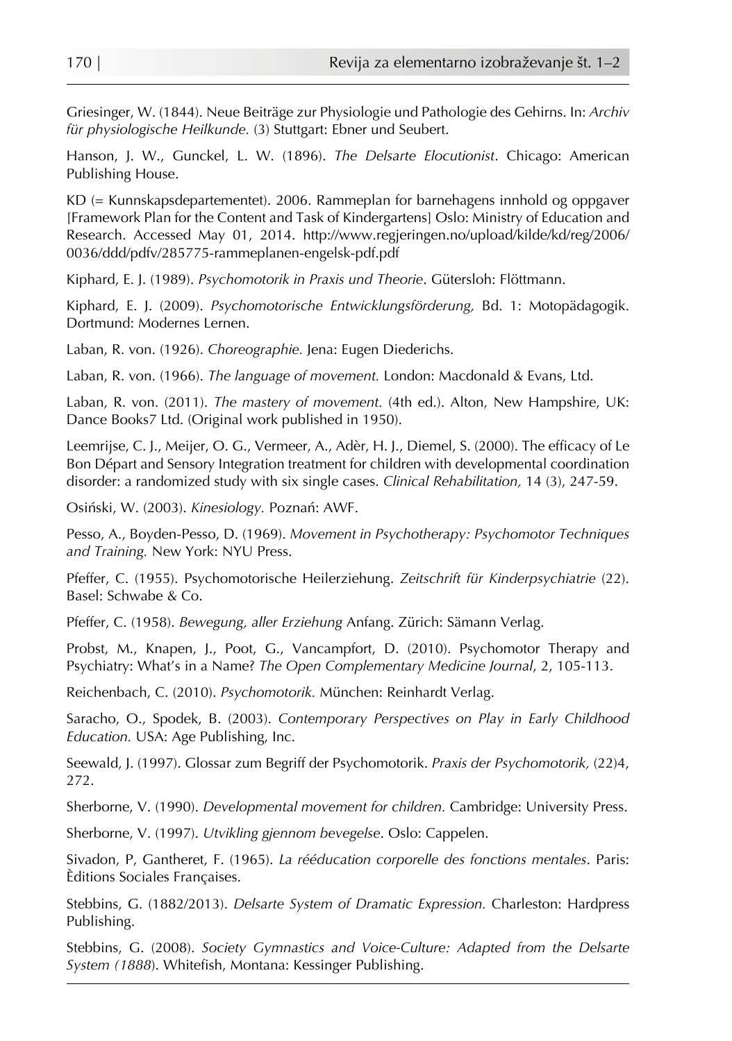Griesinger, W. (1844). Neue Beiträge zur Physiologie und Pathologie des Gehirns. In: *Archiv für physiologische Heilkunde.* (3) Stuttgart: Ebner und Seubert.

Hanson, J. W., Gunckel, L. W. (1896). *The Delsarte Elocutionist*. Chicago: American Publishing House.

KD (= Kunnskapsdepartementet). 2006. Rammeplan for barnehagens innhold og oppgaver [Framework Plan for the Content and Task of Kindergartens] Oslo: Ministry of Education and Research. Accessed May 01, 2014. http://www.regjeringen.no/upload/kilde/kd/reg/2006/0036/ddd/pdfv/285775-rammeplanen-engelsk-pdf.pdf

Kiphard, E. J. (1989). *Psychomotorik in Praxis und Theorie*. Gütersloh: Flöttmann.

Kiphard, E. J. (2009). *Psychomotorische Entwicklungsförderung,* Bd. 1: Motopädagogik. Dortmund: Modernes Lernen.

Laban, R. von. (1926). *Choreographie.* Jena: Eugen Diederichs.

Laban, R. von. (1966). *The language of movement.* London: Macdonald & Evans, Ltd.

Laban, R. von. (2011). *The mastery of movement.* (4th ed.). Alton, New Hampshire, UK: Dance Books7 Ltd. (Original work published in 1950).

Leemrijse, C. J., Meijer, O. G., Vermeer, A., Adèr, H. J., Diemel, S. (2000). The efficacy of Le Bon Départ and Sensory Integration treatment for children with developmental coordination disorder: a randomized study with six single cases. *Clinical Rehabilitation,* 14 (3), 247-59.

Osiński, W. (2003). *Kinesiology.* Poznań: AWF.

Pesso, A., Boyden-Pesso, D. (1969). *Movement in Psychotherapy: Psychomotor Techniques and Training.* New York: NYU Press.

Pfeffer, C. (1955). Psychomotorische Heilerziehung. *Zeitschrift für Kinderpsychiatrie* (22). Basel: Schwabe & Co.

Pfeffer, C. (1958). *Bewegung, aller Erziehung* Anfang. Zürich: Sämann Verlag.

Probst, M., Knapen, J., Poot, G., Vancampfort, D. (2010). Psychomotor Therapy and Psychiatry: What's in a Name? *The Open Complementary Medicine Journal*, 2, 105-113.

Reichenbach, C. (2010). *Psychomotorik.* München: Reinhardt Verlag.

Saracho, O., Spodek, B. (2003). *Contemporary Perspectives on Play in Early Childhood Education.* USA: Age Publishing, Inc.

Seewald, J. (1997). Glossar zum Begriff der Psychomotorik. *Praxis der Psychomotorik,* (22)4, 272.

Sherborne, V. (1990). *Developmental movement for children.* Cambridge: University Press.

Sherborne, V. (1997). *Utvikling gjennom bevegelse*. Oslo: Cappelen.

Sivadon, P, Gantheret, F. (1965). *La rééducation corporelle des fonctions mentales*. Paris: Èditions Sociales Françaises.

Stebbins, G. (1882/2013). *Delsarte System of Dramatic Expression.* Charleston: Hardpress Publishing.

Stebbins, G. (2008). *Society Gymnastics and Voice-Culture: Adapted from the Delsarte System (1888*). Whitefish, Montana: Kessinger Publishing.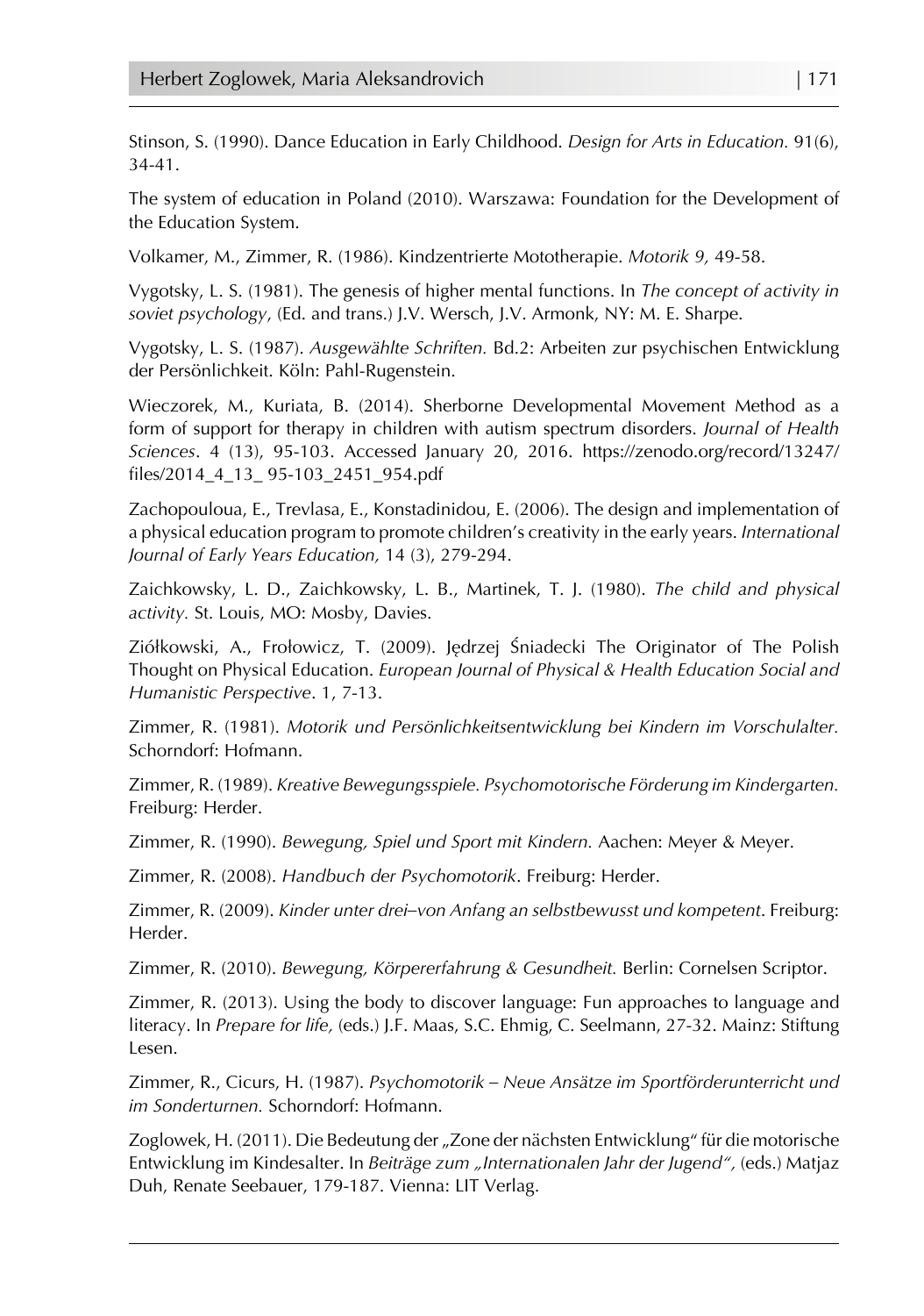Stinson, S. (1990). Dance Education in Early Childhood. *Design for Arts in Education.* 91(6), 34-41.

The system of education in Poland (2010). Warszawa: Foundation for the Development of the Education System.

Volkamer, M., Zimmer, R. (1986). Kindzentrierte Mototherapie. *Motorik 9,* 49-58.

Vygotsky, L. S. (1981). The genesis of higher mental functions. In *The concept of activity in soviet psychology*, (Ed. and trans.) J.V. Wersch, J.V. Armonk, NY: M. E. Sharpe.

Vygotsky, L. S. (1987). *Ausgewählte Schriften.* Bd.2: Arbeiten zur psychischen Entwicklung der Persönlichkeit. Köln: Pahl-Rugenstein.

Wieczorek, M., Kuriata, B. (2014). Sherborne Developmental Movement Method as a form of support for therapy in children with autism spectrum disorders. *Journal of Health Sciences*. 4 (13), 95-103. Accessed January 20, 2016. https://zenodo.org/record/13247/files/2014_4_13_ 95-103_2451_954.pdf

Zachopouloua, E., Trevlasa, E., Konstadinidou, E. (2006). The design and implementation of a physical education program to promote children's creativity in the early years. *International Journal of Early Years Education,* 14 (3), 279-294.

Zaichkowsky, L. D., Zaichkowsky, L. B., Martinek, T. J. (1980). *The child and physical activity.* St. Louis, MO: Mosby, Davies.

Ziółkowski, A., Frołowicz, T. (2009). Jędrzej Śniadecki The Originator of The Polish Thought on Physical Education. *European Journal of Physical & Health Education Social and Humanistic Perspective*. 1, 7-13.

Zimmer, R. (1981). *Motorik und Persönlichkeitsentwicklung bei Kindern im Vorschulalter.* Schorndorf: Hofmann.

Zimmer, R. (1989). *Kreative Bewegungsspiele. Psychomotorische Förderung im Kindergarten.* Freiburg: Herder.

Zimmer, R. (1990). *Bewegung, Spiel und Sport mit Kindern.* Aachen: Meyer & Meyer.

Zimmer, R. (2008). *Handbuch der Psychomotorik*. Freiburg: Herder.

Zimmer, R. (2009). *Kinder unter drei–von Anfang an selbstbewusst und kompetent*. Freiburg: Herder.

Zimmer, R. (2010). *Bewegung, Körpererfahrung & Gesundheit.* Berlin: Cornelsen Scriptor.

Zimmer, R. (2013). Using the body to discover language: Fun approaches to language and literacy. In *Prepare for life,* (eds.) J.F. Maas, S.C. Ehmig, C. Seelmann, 27-32. Mainz: Stiftung Lesen.

Zimmer, R., Cicurs, H. (1987). *Psychomotorik – Neue Ansätze im Sportförderunterricht und im Sonderturnen.* Schorndorf: Hofmann.

Zoglowek, H. (2011). Die Bedeutung der „Zone der nächsten Entwicklung" für die motorische Entwicklung im Kindesalter. In *Beiträge zum „Internationalen Jahr der Jugend",* (eds.) Matjaz Duh, Renate Seebauer, 179-187. Vienna: LIT Verlag.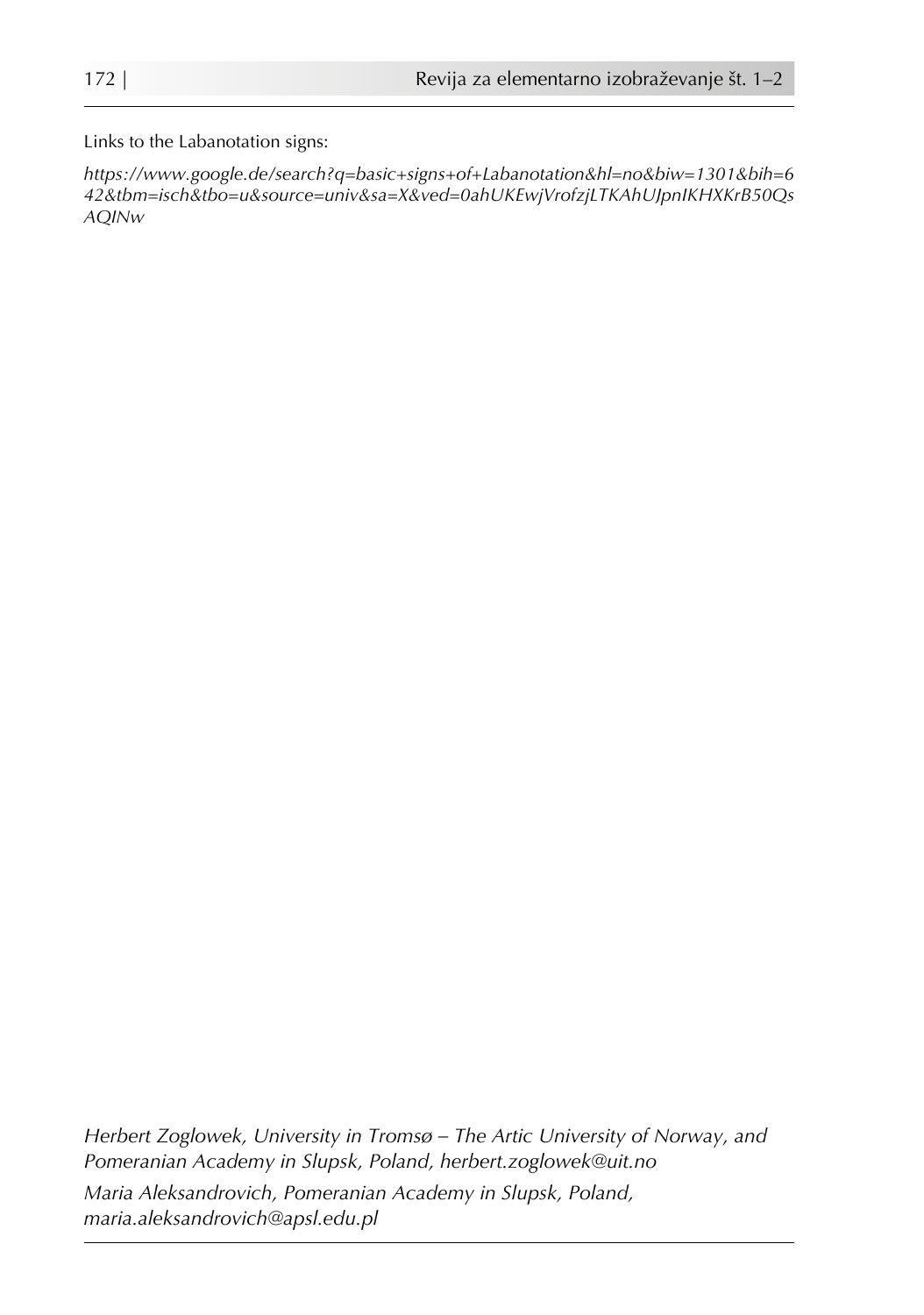Links to the Labanotation signs:

*https://www.google.de/search?q=basic+signs+of+Labanotation&hl=no&biw=1301&bih=642&tbm=isch&tbo=u&source=univ&sa=X&ved=0ahUKEwjVrofzjLTKAhUJpnIKHXKrB50QsAQINw*

*Herbert Zoglowek, University in Tromsø – The Artic University of Norway, and Pomeranian Academy in Slupsk, Poland, herbert.zoglowek@uit.no*

*Maria Aleksandrovich, Pomeranian Academy in Slupsk, Poland, maria.aleksandrovich@apsl.edu.pl*